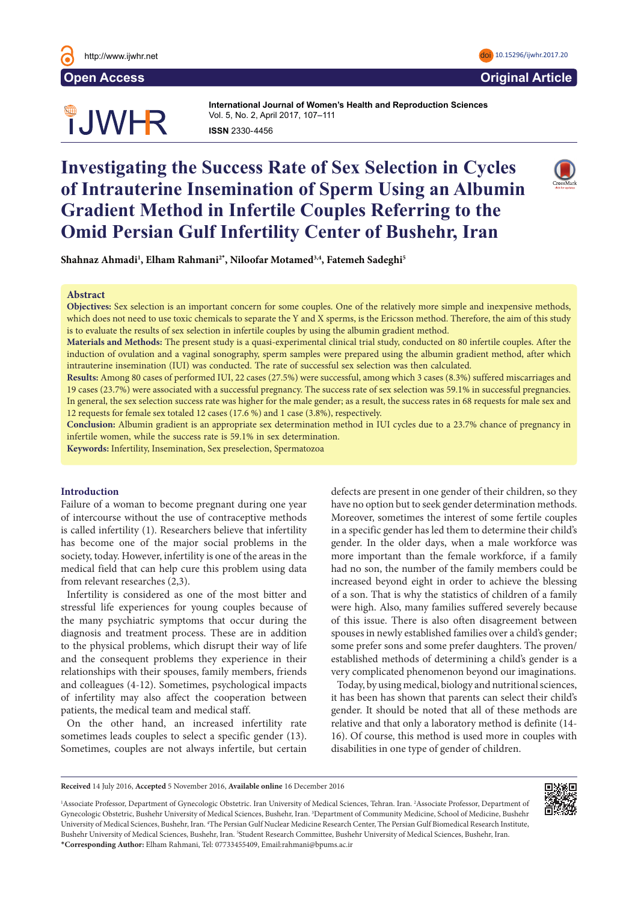Open Access

Original Article

International Journal of Women's Health and Reproduction Sciences
Vol. 5, No. 2, April 2017, 107–111
**ISSN** 2330-4456

# Investigating the Success Rate of Sex Selection in Cycles of Intrauterine Insemination of Sperm Using an Albumin Gradient Method in Infertile Couples Referring to the Omid Persian Gulf Infertility Center of Bushehr, Iran

**Shahnaz Ahmadi[1], Elham Rahmani[2*], Niloofar Motamed[3,4], Fatemeh Sadeghi[5]**

## Abstract

**Objectives:** Sex selection is an important concern for some couples. One of the relatively more simple and inexpensive methods, which does not need to use toxic chemicals to separate the Y and X sperms, is the Ericsson method. Therefore, the aim of this study is to evaluate the results of sex selection in infertile couples by using the albumin gradient method.

**Materials and Methods:** The present study is a quasi-experimental clinical trial study, conducted on 80 infertile couples. After the induction of ovulation and a vaginal sonography, sperm samples were prepared using the albumin gradient method, after which intrauterine insemination (IUI) was conducted. The rate of successful sex selection was then calculated.

**Results:** Among 80 cases of performed IUI, 22 cases (27.5%) were successful, among which 3 cases (8.3%) suffered miscarriages and 19 cases (23.7%) were associated with a successful pregnancy. The success rate of sex selection was 59.1% in successful pregnancies. In general, the sex selection success rate was higher for the male gender; as a result, the success rates in 68 requests for male sex and 12 requests for female sex totaled 12 cases (17.6 %) and 1 case (3.8%), respectively.

**Conclusion:** Albumin gradient is an appropriate sex determination method in IUI cycles due to a 23.7% chance of pregnancy in infertile women, while the success rate is 59.1% in sex determination.

**Keywords:** Infertility, Insemination, Sex preselection, Spermatozoa

## Introduction

Failure of a woman to become pregnant during one year of intercourse without the use of contraceptive methods is called infertility (1). Researchers believe that infertility has become one of the major social problems in the society, today. However, infertility is one of the areas in the medical field that can help cure this problem using data from relevant researches (2,3).

Infertility is considered as one of the most bitter and stressful life experiences for young couples because of the many psychiatric symptoms that occur during the diagnosis and treatment process. These are in addition to the physical problems, which disrupt their way of life and the consequent problems they experience in their relationships with their spouses, family members, friends and colleagues (4-12). Sometimes, psychological impacts of infertility may also affect the cooperation between patients, the medical team and medical staff.

On the other hand, an increased infertility rate sometimes leads couples to select a specific gender (13). Sometimes, couples are not always infertile, but certain defects are present in one gender of their children, so they have no option but to seek gender determination methods. Moreover, sometimes the interest of some fertile couples in a specific gender has led them to determine their child's gender. In the older days, when a male workforce was more important than the female workforce, if a family had no son, the number of the family members could be increased beyond eight in order to achieve the blessing of a son. That is why the statistics of children of a family were high. Also, many families suffered severely because of this issue. There is also often disagreement between spouses in newly established families over a child's gender; some prefer sons and some prefer daughters. The proven/established methods of determining a child's gender is a very complicated phenomenon beyond our imaginations.

Today, by using medical, biology and nutritional sciences, it has been has shown that parents can select their child's gender. It should be noted that all of these methods are relative and that only a laboratory method is definite (14-16). Of course, this method is used more in couples with disabilities in one type of gender of children.

**Received** 14 July 2016, **Accepted** 5 November 2016, **Available online** 16 December 2016

[1]Associate Professor, Department of Gynecologic Obstetric. Iran University of Medical Sciences, Tehran. Iran. [2]Associate Professor, Department of Gynecologic Obstetric, Bushehr University of Medical Sciences, Bushehr, Iran. [3]Department of Community Medicine, School of Medicine, Bushehr University of Medical Sciences, Bushehr, Iran. [4]The Persian Gulf Nuclear Medicine Research Center, The Persian Gulf Biomedical Research Institute, Bushehr University of Medical Sciences, Bushehr, Iran. [5]Student Research Committee, Bushehr University of Medical Sciences, Bushehr, Iran.
***Corresponding Author:** Elham Rahmani, Tel: 07733455409, Email:rahmani@bpums.ac.ir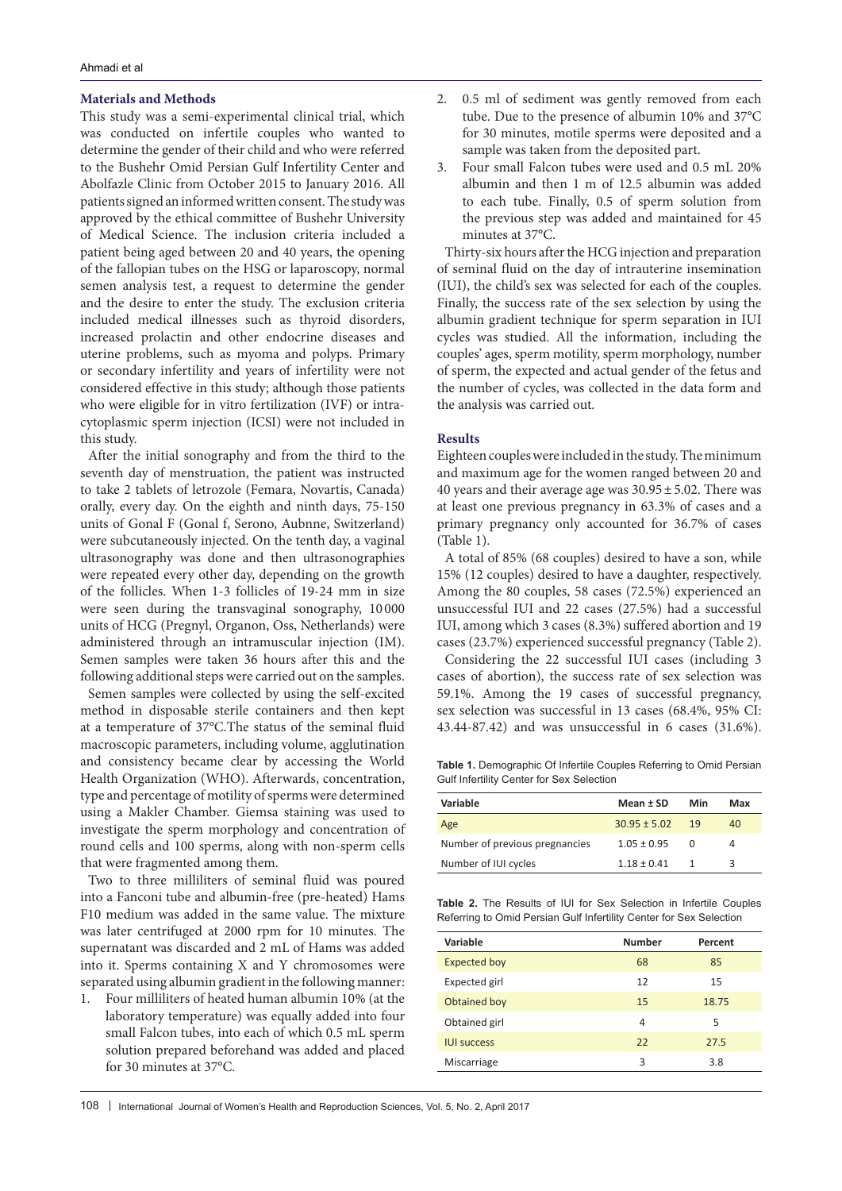## Materials and Methods

This study was a semi-experimental clinical trial, which was conducted on infertile couples who wanted to determine the gender of their child and who were referred to the Bushehr Omid Persian Gulf Infertility Center and Abolfazle Clinic from October 2015 to January 2016. All patients signed an informed written consent. The study was approved by the ethical committee of Bushehr University of Medical Science. The inclusion criteria included a patient being aged between 20 and 40 years, the opening of the fallopian tubes on the HSG or laparoscopy, normal semen analysis test, a request to determine the gender and the desire to enter the study. The exclusion criteria included medical illnesses such as thyroid disorders, increased prolactin and other endocrine diseases and uterine problems, such as myoma and polyps. Primary or secondary infertility and years of infertility were not considered effective in this study; although those patients who were eligible for in vitro fertilization (IVF) or intracytoplasmic sperm injection (ICSI) were not included in this study.

After the initial sonography and from the third to the seventh day of menstruation, the patient was instructed to take 2 tablets of letrozole (Femara, Novartis, Canada) orally, every day. On the eighth and ninth days, 75-150 units of Gonal F (Gonal f, Serono, Aubnne, Switzerland) were subcutaneously injected. On the tenth day, a vaginal ultrasonography was done and then ultrasonographies were repeated every other day, depending on the growth of the follicles. When 1-3 follicles of 19-24 mm in size were seen during the transvaginal sonography, 10 000 units of HCG (Pregnyl, Organon, Oss, Netherlands) were administered through an intramuscular injection (IM). Semen samples were taken 36 hours after this and the following additional steps were carried out on the samples.

Semen samples were collected by using the self-excited method in disposable sterile containers and then kept at a temperature of 37°C.The status of the seminal fluid macroscopic parameters, including volume, agglutination and consistency became clear by accessing the World Health Organization (WHO). Afterwards, concentration, type and percentage of motility of sperms were determined using a Makler Chamber. Giemsa staining was used to investigate the sperm morphology and concentration of round cells and 100 sperms, along with non-sperm cells that were fragmented among them.

Two to three milliliters of seminal fluid was poured into a Fanconi tube and albumin-free (pre-heated) Hams F10 medium was added in the same value. The mixture was later centrifuged at 2000 rpm for 10 minutes. The supernatant was discarded and 2 mL of Hams was added into it. Sperms containing X and Y chromosomes were separated using albumin gradient in the following manner:

1. Four milliliters of heated human albumin 10% (at the laboratory temperature) was equally added into four small Falcon tubes, into each of which 0.5 mL sperm solution prepared beforehand was added and placed for 30 minutes at 37°C.
2. 0.5 ml of sediment was gently removed from each tube. Due to the presence of albumin 10% and 37°C for 30 minutes, motile sperms were deposited and a sample was taken from the deposited part.
3. Four small Falcon tubes were used and 0.5 mL 20% albumin and then 1 m of 12.5 albumin was added to each tube. Finally, 0.5 of sperm solution from the previous step was added and maintained for 45 minutes at 37°C.

Thirty-six hours after the HCG injection and preparation of seminal fluid on the day of intrauterine insemination (IUI), the child's sex was selected for each of the couples. Finally, the success rate of the sex selection by using the albumin gradient technique for sperm separation in IUI cycles was studied. All the information, including the couples' ages, sperm motility, sperm morphology, number of sperm, the expected and actual gender of the fetus and the number of cycles, was collected in the data form and the analysis was carried out.

## Results

Eighteen couples were included in the study. The minimum and maximum age for the women ranged between 20 and 40 years and their average age was 30.95 ± 5.02. There was at least one previous pregnancy in 63.3% of cases and a primary pregnancy only accounted for 36.7% of cases (Table 1).

A total of 85% (68 couples) desired to have a son, while 15% (12 couples) desired to have a daughter, respectively. Among the 80 couples, 58 cases (72.5%) experienced an unsuccessful IUI and 22 cases (27.5%) had a successful IUI, among which 3 cases (8.3%) suffered abortion and 19 cases (23.7%) experienced successful pregnancy (Table 2).

Considering the 22 successful IUI cases (including 3 cases of abortion), the success rate of sex selection was 59.1%. Among the 19 cases of successful pregnancy, sex selection was successful in 13 cases (68.4%, 95% CI: 43.44-87.42) and was unsuccessful in 6 cases (31.6%).

**Table 1.** Demographic Of Infertile Couples Referring to Omid Persian Gulf Infertility Center for Sex Selection

| Variable | Mean ± SD | Min | Max |
|---|---|---|---|
| Age | 30.95 ± 5.02 | 19 | 40 |
| Number of previous pregnancies | 1.05 ± 0.95 | 0 | 4 |
| Number of IUI cycles | 1.18 ± 0.41 | 1 | 3 |

**Table 2.** The Results of IUI for Sex Selection in Infertile Couples Referring to Omid Persian Gulf Infertility Center for Sex Selection

| Variable | Number | Percent |
|---|---|---|
| Expected boy | 68 | 85 |
| Expected girl | 12 | 15 |
| Obtained boy | 15 | 18.75 |
| Obtained girl | 4 | 5 |
| IUI success | 22 | 27.5 |
| Miscarriage | 3 | 3.8 |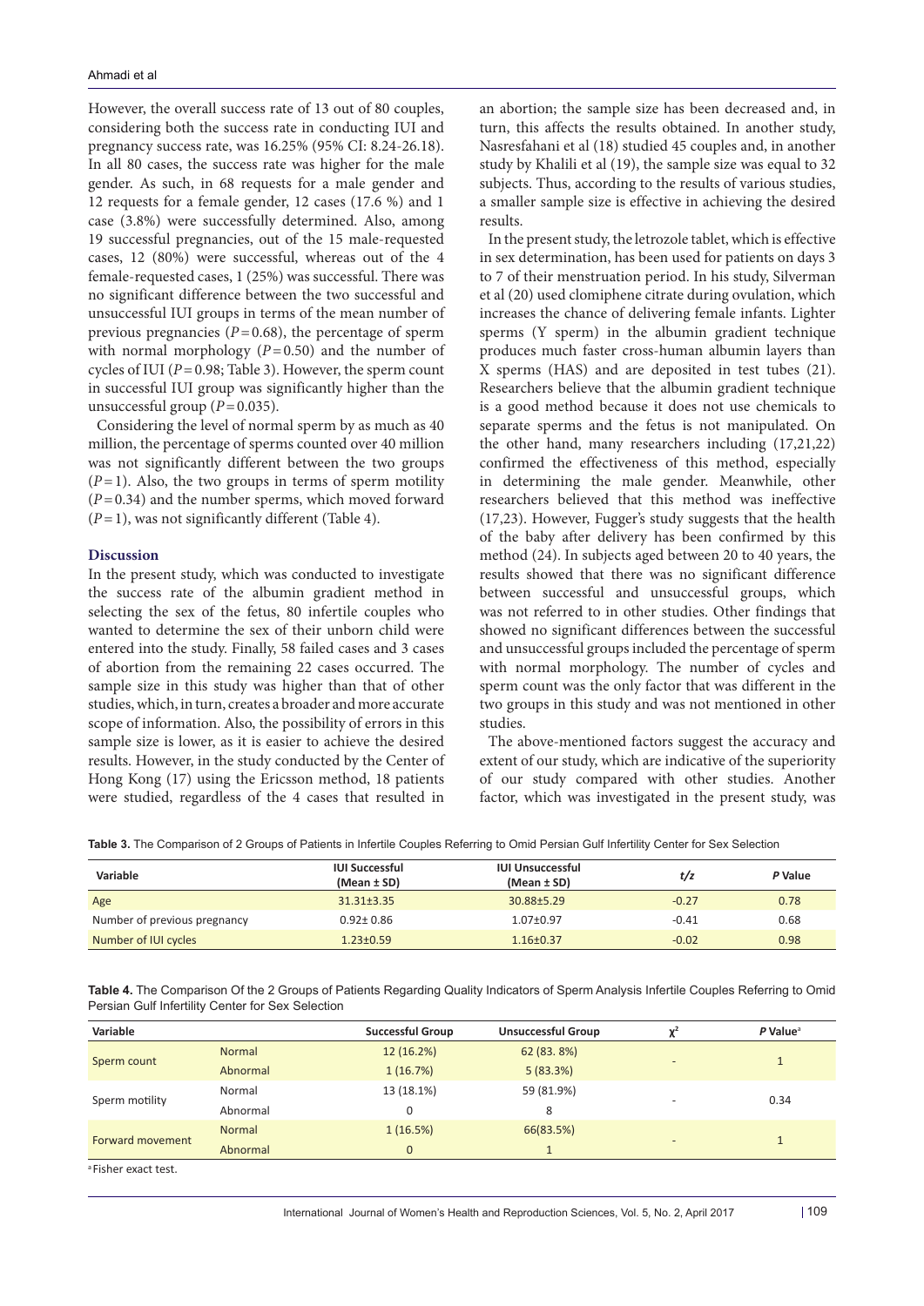However, the overall success rate of 13 out of 80 couples, considering both the success rate in conducting IUI and pregnancy success rate, was 16.25% (95% CI: 8.24-26.18). In all 80 cases, the success rate was higher for the male gender. As such, in 68 requests for a male gender and 12 requests for a female gender, 12 cases (17.6 %) and 1 case (3.8%) were successfully determined. Also, among 19 successful pregnancies, out of the 15 male-requested cases, 12 (80%) were successful, whereas out of the 4 female-requested cases, 1 (25%) was successful. There was no significant difference between the two successful and unsuccessful IUI groups in terms of the mean number of previous pregnancies ($P = 0.68$), the percentage of sperm with normal morphology ($P = 0.50$) and the number of cycles of IUI ($P = 0.98$; Table 3). However, the sperm count in successful IUI group was significantly higher than the unsuccessful group ($P = 0.035$).

Considering the level of normal sperm by as much as 40 million, the percentage of sperms counted over 40 million was not significantly different between the two groups ($P = 1$). Also, the two groups in terms of sperm motility ($P = 0.34$) and the number sperms, which moved forward ($P = 1$), was not significantly different (Table 4).

## Discussion

In the present study, which was conducted to investigate the success rate of the albumin gradient method in selecting the sex of the fetus, 80 infertile couples who wanted to determine the sex of their unborn child were entered into the study. Finally, 58 failed cases and 3 cases of abortion from the remaining 22 cases occurred. The sample size in this study was higher than that of other studies, which, in turn, creates a broader and more accurate scope of information. Also, the possibility of errors in this sample size is lower, as it is easier to achieve the desired results. However, in the study conducted by the Center of Hong Kong (17) using the Ericsson method, 18 patients were studied, regardless of the 4 cases that resulted in an abortion; the sample size has been decreased and, in turn, this affects the results obtained. In another study, Nasresfahani et al (18) studied 45 couples and, in another study by Khalili et al (19), the sample size was equal to 32 subjects. Thus, according to the results of various studies, a smaller sample size is effective in achieving the desired results.

In the present study, the letrozole tablet, which is effective in sex determination, has been used for patients on days 3 to 7 of their menstruation period. In his study, Silverman et al (20) used clomiphene citrate during ovulation, which increases the chance of delivering female infants. Lighter sperms (Y sperm) in the albumin gradient technique produces much faster cross-human albumin layers than X sperms (HAS) and are deposited in test tubes (21). Researchers believe that the albumin gradient technique is a good method because it does not use chemicals to separate sperms and the fetus is not manipulated. On the other hand, many researchers including (17,21,22) confirmed the effectiveness of this method, especially in determining the male gender. Meanwhile, other researchers believed that this method was ineffective (17,23). However, Fugger's study suggests that the health of the baby after delivery has been confirmed by this method (24). In subjects aged between 20 to 40 years, the results showed that there was no significant difference between successful and unsuccessful groups, which was not referred to in other studies. Other findings that showed no significant differences between the successful and unsuccessful groups included the percentage of sperm with normal morphology. The number of cycles and sperm count was the only factor that was different in the two groups in this study and was not mentioned in other studies.

The above-mentioned factors suggest the accuracy and extent of our study, which are indicative of the superiority of our study compared with other studies. Another factor, which was investigated in the present study, was

**Table 3.** The Comparison of 2 Groups of Patients in Infertile Couples Referring to Omid Persian Gulf Infertility Center for Sex Selection

| Variable | IUI Successful (Mean ± SD) | IUI Unsuccessful (Mean ± SD) | t/z | P Value |
|---|---|---|---|---|
| Age | 31.31±3.35 | 30.88±5.29 | -0.27 | 0.78 |
| Number of previous pregnancy | 0.92± 0.86 | 1.07±0.97 | -0.41 | 0.68 |
| Number of IUI cycles | 1.23±0.59 | 1.16±0.37 | -0.02 | 0.98 |

**Table 4.** The Comparison Of the 2 Groups of Patients Regarding Quality Indicators of Sperm Analysis Infertile Couples Referring to Omid Persian Gulf Infertility Center for Sex Selection

| Variable | | Successful Group | Unsuccessful Group | $\chi^2$ | P Value[a] |
|---|---|---|---|---|---|
| Sperm count | Normal | 12 (16.2%) | 62 (83. 8%) | - | 1 |
| | Abnormal | 1 (16.7%) | 5 (83.3%) | | |
| Sperm motility | Normal | 13 (18.1%) | 59 (81.9%) | - | 0.34 |
| | Abnormal | 0 | 8 | | |
| Forward movement | Normal | 1 (16.5%) | 66(83.5%) | - | 1 |
| | Abnormal | 0 | 1 | | |

[a] Fisher exact test.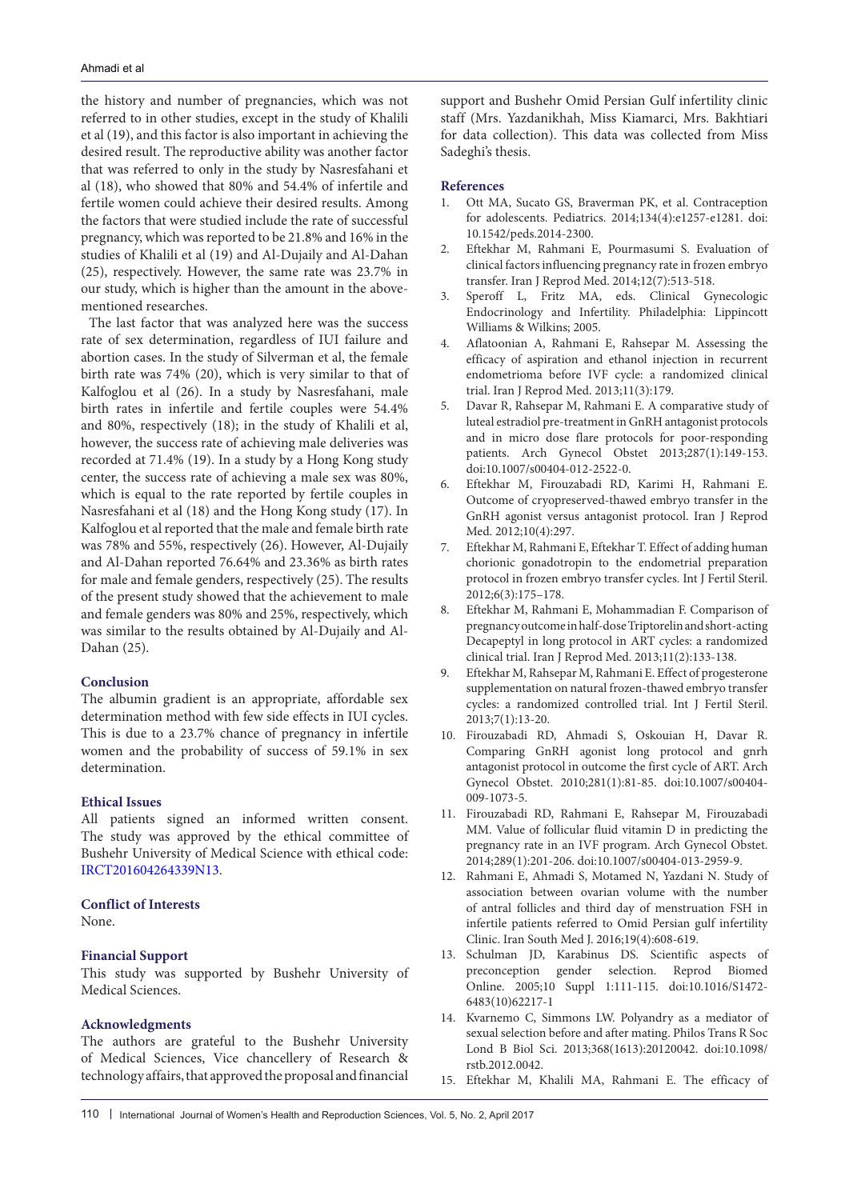the history and number of pregnancies, which was not referred to in other studies, except in the study of Khalili et al (19), and this factor is also important in achieving the desired result. The reproductive ability was another factor that was referred to only in the study by Nasresfahani et al (18), who showed that 80% and 54.4% of infertile and fertile women could achieve their desired results. Among the factors that were studied include the rate of successful pregnancy, which was reported to be 21.8% and 16% in the studies of Khalili et al (19) and Al-Dujaily and Al-Dahan (25), respectively. However, the same rate was 23.7% in our study, which is higher than the amount in the above-mentioned researches.

The last factor that was analyzed here was the success rate of sex determination, regardless of IUI failure and abortion cases. In the study of Silverman et al, the female birth rate was 74% (20), which is very similar to that of Kalfoglou et al (26). In a study by Nasresfahani, male birth rates in infertile and fertile couples were 54.4% and 80%, respectively (18); in the study of Khalili et al, however, the success rate of achieving male deliveries was recorded at 71.4% (19). In a study by a Hong Kong study center, the success rate of achieving a male sex was 80%, which is equal to the rate reported by fertile couples in Nasresfahani et al (18) and the Hong Kong study (17). In Kalfoglou et al reported that the male and female birth rate was 78% and 55%, respectively (26). However, Al-Dujaily and Al-Dahan reported 76.64% and 23.36% as birth rates for male and female genders, respectively (25). The results of the present study showed that the achievement to male and female genders was 80% and 25%, respectively, which was similar to the results obtained by Al-Dujaily and Al-Dahan (25).

## Conclusion

The albumin gradient is an appropriate, affordable sex determination method with few side effects in IUI cycles. This is due to a 23.7% chance of pregnancy in infertile women and the probability of success of 59.1% in sex determination.

## Ethical Issues

All patients signed an informed written consent. The study was approved by the ethical committee of Bushehr University of Medical Science with ethical code: IRCT201604264339N13.

## Conflict of Interests

None.

## Financial Support

This study was supported by Bushehr University of Medical Sciences.

## Acknowledgments

The authors are grateful to the Bushehr University of Medical Sciences, Vice chancellery of Research & technology affairs, that approved the proposal and financial support and Bushehr Omid Persian Gulf infertility clinic staff (Mrs. Yazdanikhah, Miss Kiamarci, Mrs. Bakhtiari for data collection). This data was collected from Miss Sadeghi's thesis.

## References

1. Ott MA, Sucato GS, Braverman PK, et al. Contraception for adolescents. Pediatrics. 2014;134(4):e1257-e1281. doi: 10.1542/peds.2014-2300.
2. Eftekhar M, Rahmani E, Pourmasumi S. Evaluation of clinical factors influencing pregnancy rate in frozen embryo transfer. Iran J Reprod Med. 2014;12(7):513-518.
3. Speroff L, Fritz MA, eds. Clinical Gynecologic Endocrinology and Infertility. Philadelphia: Lippincott Williams & Wilkins; 2005.
4. Aflatoonian A, Rahmani E, Rahsepar M. Assessing the efficacy of aspiration and ethanol injection in recurrent endometrioma before IVF cycle: a randomized clinical trial. Iran J Reprod Med. 2013;11(3):179.
5. Davar R, Rahsepar M, Rahmani E. A comparative study of luteal estradiol pre-treatment in GnRH antagonist protocols and in micro dose flare protocols for poor-responding patients. Arch Gynecol Obstet 2013;287(1):149-153. doi:10.1007/s00404-012-2522-0.
6. Eftekhar M, Firouzabadi RD, Karimi H, Rahmani E. Outcome of cryopreserved-thawed embryo transfer in the GnRH agonist versus antagonist protocol. Iran J Reprod Med. 2012;10(4):297.
7. Eftekhar M, Rahmani E, Eftekhar T. Effect of adding human chorionic gonadotropin to the endometrial preparation protocol in frozen embryo transfer cycles. Int J Fertil Steril. 2012;6(3):175–178.
8. Eftekhar M, Rahmani E, Mohammadian F. Comparison of pregnancy outcome in half-dose Triptorelin and short-acting Decapeptyl in long protocol in ART cycles: a randomized clinical trial. Iran J Reprod Med. 2013;11(2):133-138.
9. Eftekhar M, Rahsepar M, Rahmani E. Effect of progesterone supplementation on natural frozen-thawed embryo transfer cycles: a randomized controlled trial. Int J Fertil Steril. 2013;7(1):13-20.
10. Firouzabadi RD, Ahmadi S, Oskouian H, Davar R. Comparing GnRH agonist long protocol and gnrh antagonist protocol in outcome the first cycle of ART. Arch Gynecol Obstet. 2010;281(1):81-85. doi:10.1007/s00404-009-1073-5.
11. Firouzabadi RD, Rahmani E, Rahsepar M, Firouzabadi MM. Value of follicular fluid vitamin D in predicting the pregnancy rate in an IVF program. Arch Gynecol Obstet. 2014;289(1):201-206. doi:10.1007/s00404-013-2959-9.
12. Rahmani E, Ahmadi S, Motamed N, Yazdani N. Study of association between ovarian volume with the number of antral follicles and third day of menstruation FSH in infertile patients referred to Omid Persian gulf infertility Clinic. Iran South Med J. 2016;19(4):608-619.
13. Schulman JD, Karabinus DS. Scientific aspects of preconception gender selection. Reprod Biomed Online. 2005;10 Suppl 1:111-115. doi:10.1016/S1472-6483(10)62217-1
14. Kvarnemo C, Simmons LW. Polyandry as a mediator of sexual selection before and after mating. Philos Trans R Soc Lond B Biol Sci. 2013;368(1613):20120042. doi:10.1098/rstb.2012.0042.
15. Eftekhar M, Khalili MA, Rahmani E. The efficacy of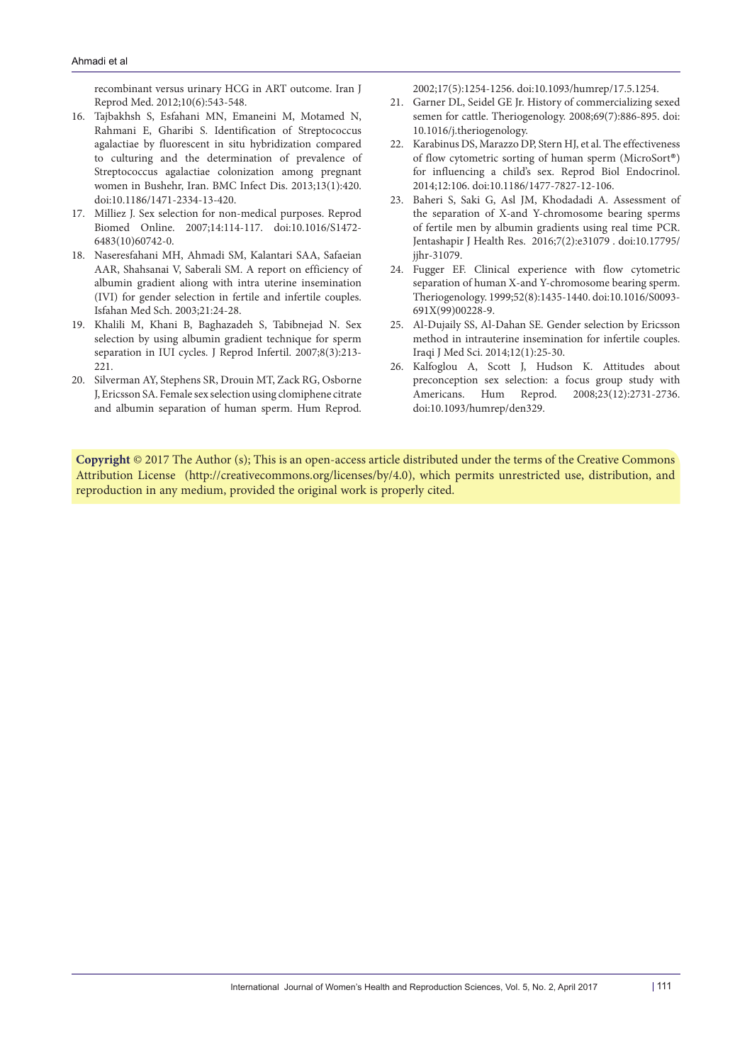recombinant versus urinary HCG in ART outcome. Iran J Reprod Med. 2012;10(6):543-548.

16. Tajbakhsh S, Esfahani MN, Emaneini M, Motamed N, Rahmani E, Gharibi S. Identification of Streptococcus agalactiae by fluorescent in situ hybridization compared to culturing and the determination of prevalence of Streptococcus agalactiae colonization among pregnant women in Bushehr, Iran. BMC Infect Dis. 2013;13(1):420. doi:10.1186/1471-2334-13-420.
17. Milliez J. Sex selection for non-medical purposes. Reprod Biomed Online. 2007;14:114-117. doi:10.1016/S1472-6483(10)60742-0.
18. Naseresfahani MH, Ahmadi SM, Kalantari SAA, Safaeian AAR, Shahsanai V, Saberali SM. A report on efficiency of albumin gradient aliong with intra uterine insemination (IVI) for gender selection in fertile and infertile couples. Isfahan Med Sch. 2003;21:24-28.
19. Khalili M, Khani B, Baghazadeh S, Tabibnejad N. Sex selection by using albumin gradient technique for sperm separation in IUI cycles. J Reprod Infertil. 2007;8(3):213-221.
20. Silverman AY, Stephens SR, Drouin MT, Zack RG, Osborne J, Ericsson SA. Female sex selection using clomiphene citrate and albumin separation of human sperm. Hum Reprod. 2002;17(5):1254-1256. doi:10.1093/humrep/17.5.1254.
21. Garner DL, Seidel GE Jr. History of commercializing sexed semen for cattle. Theriogenology. 2008;69(7):886-895. doi: 10.1016/j.theriogenology.
22. Karabinus DS, Marazzo DP, Stern HJ, et al. The effectiveness of flow cytometric sorting of human sperm (MicroSort®) for influencing a child's sex. Reprod Biol Endocrinol. 2014;12:106. doi:10.1186/1477-7827-12-106.
23. Baheri S, Saki G, Asl JM, Khodadadi A. Assessment of the separation of X-and Y-chromosome bearing sperms of fertile men by albumin gradients using real time PCR. Jentashapir J Health Res. 2016;7(2):e31079 . doi:10.17795/jjhr-31079.
24. Fugger EF. Clinical experience with flow cytometric separation of human X-and Y-chromosome bearing sperm. Theriogenology. 1999;52(8):1435-1440. doi:10.1016/S0093-691X(99)00228-9.
25. Al-Dujaily SS, Al-Dahan SE. Gender selection by Ericsson method in intrauterine insemination for infertile couples. Iraqi J Med Sci. 2014;12(1):25-30.
26. Kalfoglou A, Scott J, Hudson K. Attitudes about preconception sex selection: a focus group study with Americans. Hum Reprod. 2008;23(12):2731-2736. doi:10.1093/humrep/den329.

**Copyright** © 2017 The Author (s); This is an open-access article distributed under the terms of the Creative Commons Attribution License (http://creativecommons.org/licenses/by/4.0), which permits unrestricted use, distribution, and reproduction in any medium, provided the original work is properly cited.